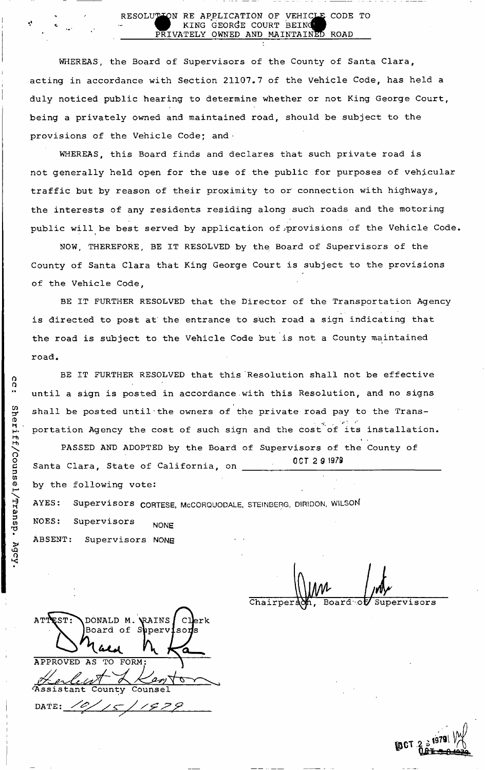# RESOLUTION RE APPLICATION OF VEHICLE CODE TO KING GEORGE COURT BEING PRIVATELY OWNED AND MAINTAINED ROAD

WHEREAS, the Board of Supervisors of the County of Santa Clara, acting in accordance with Section 21107.7 of the Vehicle Code, has held a duly noticed public hearing to determine whether or not King George Court, being a privately owned and maintained road, should be subject to the provisions of the Vehicle Code; and

WHEREAS, this Board finds and declares that such private road is not generally held open for the use of the public for purposes of vehicular traffic but by reason of their proximity to or connection with highways, the interests of any residents residing along such roads and the motoring public will be best served by application of provisions of the Vehicle Code.

NOW, THEREFORE, BE IT RESOLVED by the Board of Supervisors of the County of Santa Clara that King George Court is subject to the provisions of the Vehicle Code,

BE IT FURTHER RESOLVED that the Director of the Transportation Agency is directed to post at the entrance to such road a sign indicating that the road is subject to the Vehicle Code but is not a County maintained road.

BE IT FURTHER RESOLVED that this Resolution shall not be effective until a sign is posted in accordance with this Resolution, and no signs shall be posted until the owners of the private road pay to the Transportation Agency the cost of such sign and the cost of its installation.

PASSED AND ADOPTED by the Board of Supervisors of the County of Santa Clara, State of California, on OCT 29 1979 by the following vote:

AYES: Supervisors CORTESE, McCORQUODALE, STEINBERG, DIRIDON, WILSON

NOES: Supervisors NONE

ABSENT: Supervisors NONE

Chairperson, Board of Supervisors

ATTEST: DONALD M. RAINS, Clerk
Board of Supervisors

APPROVED AS TO FORM:

Assistant County Counsel

DATE: 10/15/1979

cc: Sheriff/Counsel/Transp. Agcy.

OCT 29 1979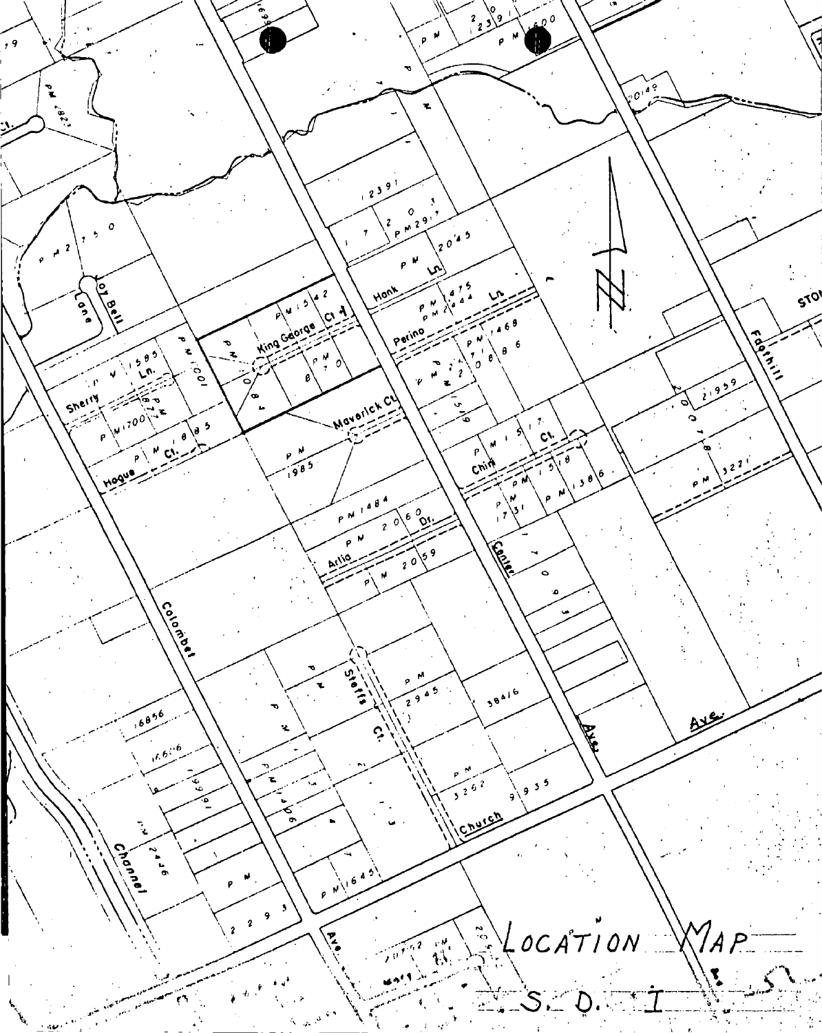# LOCATION MAP

S. D. I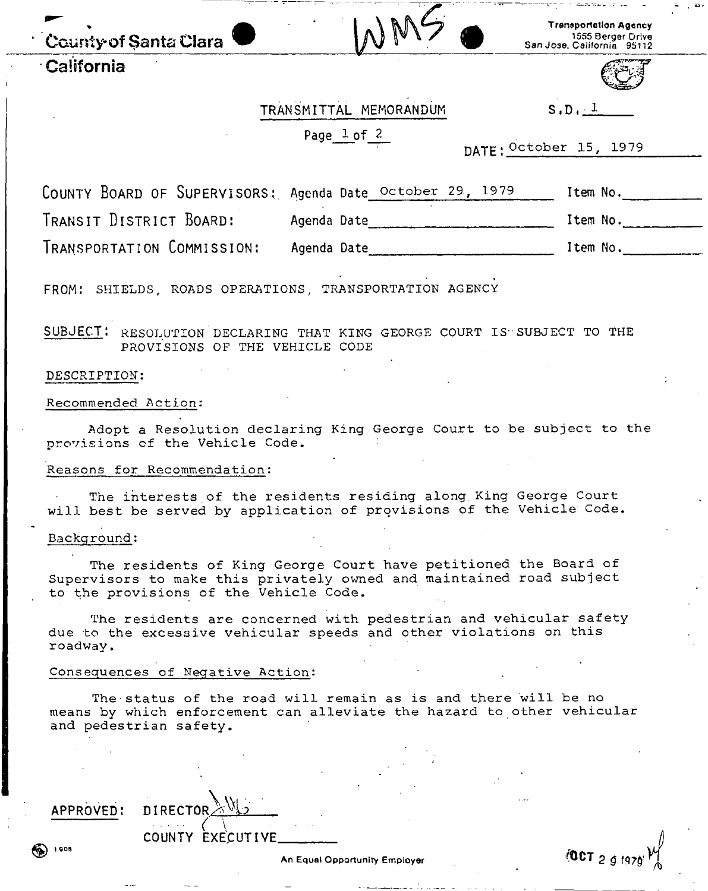County of Santa Clara

California

WMS

Transportation Agency
1555 Berger Drive
San Jose, California 95112

TRANSMITTAL MEMORANDUM

S.D. 1

Page 1 of 2

DATE: October 15, 1979

| | | |
|---|---|---|
| COUNTY BOARD OF SUPERVISORS: | Agenda Date October 29, 1979 | Item No.______ |
| TRANSIT DISTRICT BOARD: | Agenda Date______ | Item No.______ |
| TRANSPORTATION COMMISSION: | Agenda Date______ | Item No.______ |

FROM: SHIELDS, ROADS OPERATIONS, TRANSPORTATION AGENCY

SUBJECT: RESOLUTION DECLARING THAT KING GEORGE COURT IS SUBJECT TO THE PROVISIONS OF THE VEHICLE CODE

DESCRIPTION:

Recommended Action:

Adopt a Resolution declaring King George Court to be subject to the provisions of the Vehicle Code.

Reasons for Recommendation:

The interests of the residents residing along King George Court will best be served by application of provisions of the Vehicle Code.

Background:

The residents of King George Court have petitioned the Board of Supervisors to make this privately owned and maintained road subject to the provisions of the Vehicle Code.

The residents are concerned with pedestrian and vehicular safety due to the excessive vehicular speeds and other violations on this roadway.

Consequences of Negative Action:

The status of the road will remain as is and there will be no means by which enforcement can alleviate the hazard to other vehicular and pedestrian safety.

APPROVED: DIRECTOR ______

COUNTY EXECUTIVE______

1908

An Equal Opportunity Employer

OCT 29 1979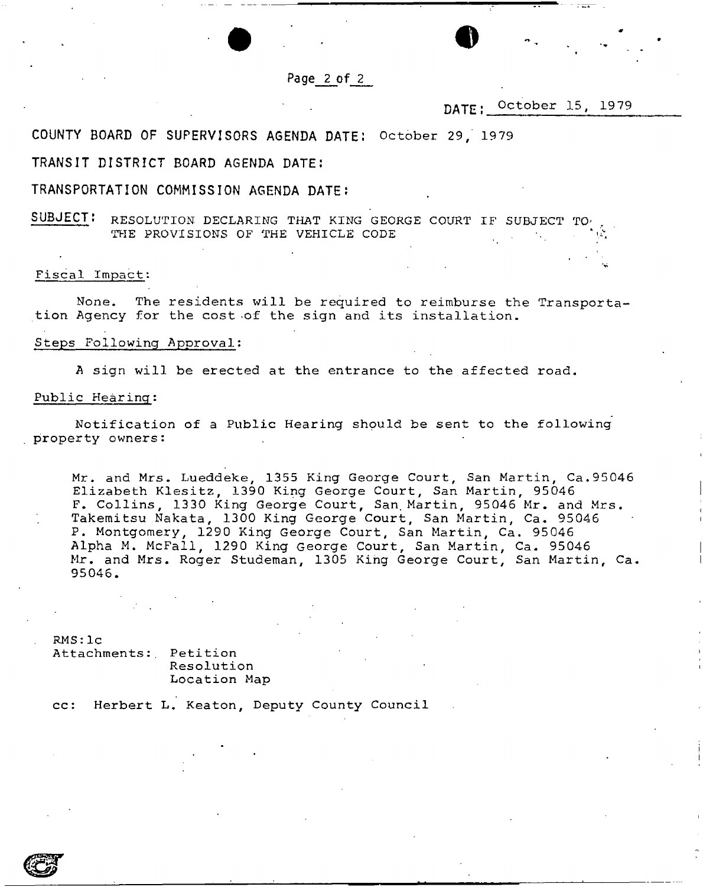DATE: October 15, 1979

COUNTY BOARD OF SUPERVISORS AGENDA DATE: October 29, 1979

TRANSIT DISTRICT BOARD AGENDA DATE:

TRANSPORTATION COMMISSION AGENDA DATE:

SUBJECT: RESOLUTION DECLARING THAT KING GEORGE COURT IF SUBJECT TO THE PROVISIONS OF THE VEHICLE CODE

Fiscal Impact:

None. The residents will be required to reimburse the Transportation Agency for the cost of the sign and its installation.

Steps Following Approval:

A sign will be erected at the entrance to the affected road.

Public Hearing:

Notification of a Public Hearing should be sent to the following property owners:

Mr. and Mrs. Lueddeke, 1355 King George Court, San Martin, Ca.95046
Elizabeth Klesitz, 1390 King George Court, San Martin, 95046
F. Collins, 1330 King George Court, San Martin, 95046 Mr. and Mrs. Takemitsu Nakata, 1300 King George Court, San Martin, Ca. 95046
P. Montgomery, 1290 King George Court, San Martin, Ca. 95046
Alpha M. McFall, 1290 King George Court, San Martin, Ca. 95046
Mr. and Mrs. Roger Studeman, 1305 King George Court, San Martin, Ca. 95046.

RMS:lc

Attachments: Petition
Resolution
Location Map

cc: Herbert L. Keaton, Deputy County Council